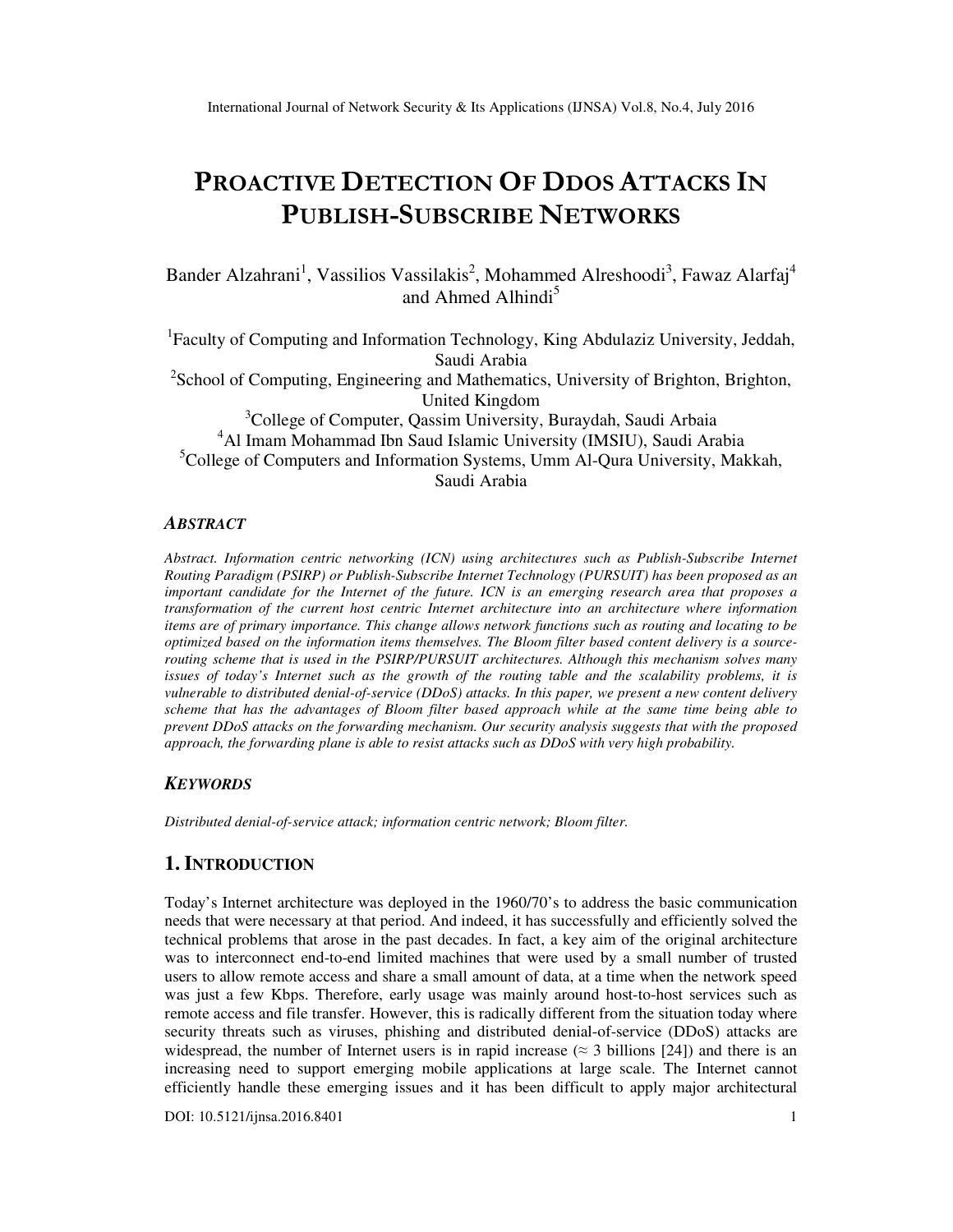# PROACTIVE DETECTION OF DDOS ATTACKS IN PUBLISH-SUBSCRIBE NETWORKS

Bander Alzahrani[1], Vassilios Vassilakis[2], Mohammed Alreshoodi[3], Fawaz Alarfaj[4] and Ahmed Alhindi[5]

[1]Faculty of Computing and Information Technology, King Abdulaziz University, Jeddah, Saudi Arabia

[2]School of Computing, Engineering and Mathematics, University of Brighton, Brighton, United Kingdom

[3]College of Computer, Qassim University, Buraydah, Saudi Arbaia

[4]Al Imam Mohammad Ibn Saud Islamic University (IMSIU), Saudi Arabia

[5]College of Computers and Information Systems, Umm Al-Qura University, Makkah, Saudi Arabia

## ABSTRACT

*Abstract. Information centric networking (ICN) using architectures such as Publish-Subscribe Internet Routing Paradigm (PSIRP) or Publish-Subscribe Internet Technology (PURSUIT) has been proposed as an important candidate for the Internet of the future. ICN is an emerging research area that proposes a transformation of the current host centric Internet architecture into an architecture where information items are of primary importance. This change allows network functions such as routing and locating to be optimized based on the information items themselves. The Bloom filter based content delivery is a source-routing scheme that is used in the PSIRP/PURSUIT architectures. Although this mechanism solves many issues of today's Internet such as the growth of the routing table and the scalability problems, it is vulnerable to distributed denial-of-service (DDoS) attacks. In this paper, we present a new content delivery scheme that has the advantages of Bloom filter based approach while at the same time being able to prevent DDoS attacks on the forwarding mechanism. Our security analysis suggests that with the proposed approach, the forwarding plane is able to resist attacks such as DDoS with very high probability.*

## KEYWORDS

*Distributed denial-of-service attack; information centric network; Bloom filter.*

## 1. INTRODUCTION

Today's Internet architecture was deployed in the 1960/70's to address the basic communication needs that were necessary at that period. And indeed, it has successfully and efficiently solved the technical problems that arose in the past decades. In fact, a key aim of the original architecture was to interconnect end-to-end limited machines that were used by a small number of trusted users to allow remote access and share a small amount of data, at a time when the network speed was just a few Kbps. Therefore, early usage was mainly around host-to-host services such as remote access and file transfer. However, this is radically different from the situation today where security threats such as viruses, phishing and distributed denial-of-service (DDoS) attacks are widespread, the number of Internet users is in rapid increase (≈ 3 billions [24]) and there is an increasing need to support emerging mobile applications at large scale. The Internet cannot efficiently handle these emerging issues and it has been difficult to apply major architectural

DOI: 10.5121/ijnsa.2016.8401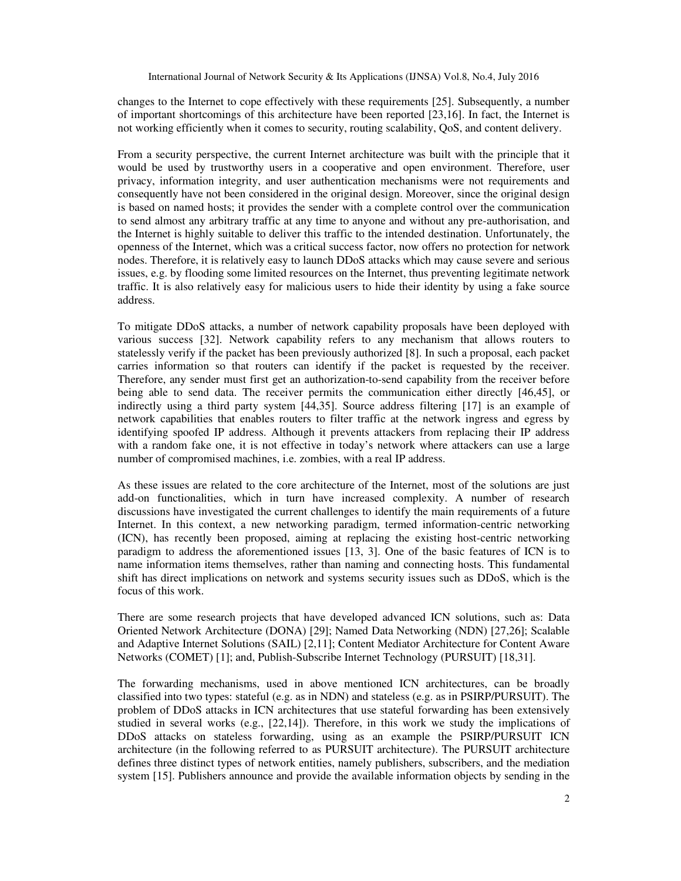changes to the Internet to cope effectively with these requirements [25]. Subsequently, a number of important shortcomings of this architecture have been reported [23,16]. In fact, the Internet is not working efficiently when it comes to security, routing scalability, QoS, and content delivery.

From a security perspective, the current Internet architecture was built with the principle that it would be used by trustworthy users in a cooperative and open environment. Therefore, user privacy, information integrity, and user authentication mechanisms were not requirements and consequently have not been considered in the original design. Moreover, since the original design is based on named hosts; it provides the sender with a complete control over the communication to send almost any arbitrary traffic at any time to anyone and without any pre-authorisation, and the Internet is highly suitable to deliver this traffic to the intended destination. Unfortunately, the openness of the Internet, which was a critical success factor, now offers no protection for network nodes. Therefore, it is relatively easy to launch DDoS attacks which may cause severe and serious issues, e.g. by flooding some limited resources on the Internet, thus preventing legitimate network traffic. It is also relatively easy for malicious users to hide their identity by using a fake source address.

To mitigate DDoS attacks, a number of network capability proposals have been deployed with various success [32]. Network capability refers to any mechanism that allows routers to statelessly verify if the packet has been previously authorized [8]. In such a proposal, each packet carries information so that routers can identify if the packet is requested by the receiver. Therefore, any sender must first get an authorization-to-send capability from the receiver before being able to send data. The receiver permits the communication either directly [46,45], or indirectly using a third party system [44,35]. Source address filtering [17] is an example of network capabilities that enables routers to filter traffic at the network ingress and egress by identifying spoofed IP address. Although it prevents attackers from replacing their IP address with a random fake one, it is not effective in today's network where attackers can use a large number of compromised machines, i.e. zombies, with a real IP address.

As these issues are related to the core architecture of the Internet, most of the solutions are just add-on functionalities, which in turn have increased complexity. A number of research discussions have investigated the current challenges to identify the main requirements of a future Internet. In this context, a new networking paradigm, termed information-centric networking (ICN), has recently been proposed, aiming at replacing the existing host-centric networking paradigm to address the aforementioned issues [13, 3]. One of the basic features of ICN is to name information items themselves, rather than naming and connecting hosts. This fundamental shift has direct implications on network and systems security issues such as DDoS, which is the focus of this work.

There are some research projects that have developed advanced ICN solutions, such as: Data Oriented Network Architecture (DONA) [29]; Named Data Networking (NDN) [27,26]; Scalable and Adaptive Internet Solutions (SAIL) [2,11]; Content Mediator Architecture for Content Aware Networks (COMET) [1]; and, Publish-Subscribe Internet Technology (PURSUIT) [18,31].

The forwarding mechanisms, used in above mentioned ICN architectures, can be broadly classified into two types: stateful (e.g. as in NDN) and stateless (e.g. as in PSIRP/PURSUIT). The problem of DDoS attacks in ICN architectures that use stateful forwarding has been extensively studied in several works (e.g., [22,14]). Therefore, in this work we study the implications of DDoS attacks on stateless forwarding, using as an example the PSIRP/PURSUIT ICN architecture (in the following referred to as PURSUIT architecture). The PURSUIT architecture defines three distinct types of network entities, namely publishers, subscribers, and the mediation system [15]. Publishers announce and provide the available information objects by sending in the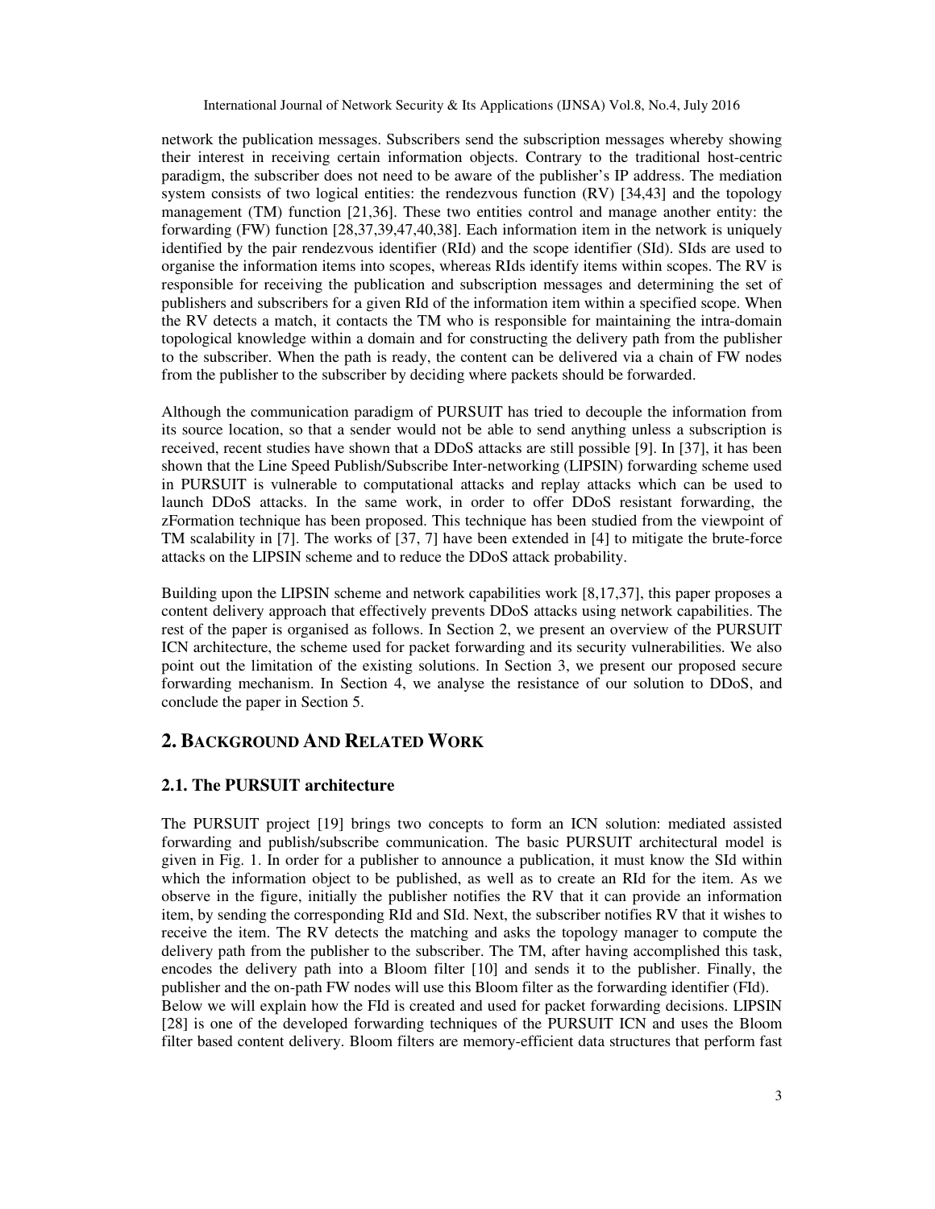network the publication messages. Subscribers send the subscription messages whereby showing their interest in receiving certain information objects. Contrary to the traditional host-centric paradigm, the subscriber does not need to be aware of the publisher's IP address. The mediation system consists of two logical entities: the rendezvous function (RV) [34,43] and the topology management (TM) function [21,36]. These two entities control and manage another entity: the forwarding (FW) function [28,37,39,47,40,38]. Each information item in the network is uniquely identified by the pair rendezvous identifier (RId) and the scope identifier (SId). SIds are used to organise the information items into scopes, whereas RIds identify items within scopes. The RV is responsible for receiving the publication and subscription messages and determining the set of publishers and subscribers for a given RId of the information item within a specified scope. When the RV detects a match, it contacts the TM who is responsible for maintaining the intra-domain topological knowledge within a domain and for constructing the delivery path from the publisher to the subscriber. When the path is ready, the content can be delivered via a chain of FW nodes from the publisher to the subscriber by deciding where packets should be forwarded.

Although the communication paradigm of PURSUIT has tried to decouple the information from its source location, so that a sender would not be able to send anything unless a subscription is received, recent studies have shown that a DDoS attacks are still possible [9]. In [37], it has been shown that the Line Speed Publish/Subscribe Inter-networking (LIPSIN) forwarding scheme used in PURSUIT is vulnerable to computational attacks and replay attacks which can be used to launch DDoS attacks. In the same work, in order to offer DDoS resistant forwarding, the zFormation technique has been proposed. This technique has been studied from the viewpoint of TM scalability in [7]. The works of [37, 7] have been extended in [4] to mitigate the brute-force attacks on the LIPSIN scheme and to reduce the DDoS attack probability.

Building upon the LIPSIN scheme and network capabilities work [8,17,37], this paper proposes a content delivery approach that effectively prevents DDoS attacks using network capabilities. The rest of the paper is organised as follows. In Section 2, we present an overview of the PURSUIT ICN architecture, the scheme used for packet forwarding and its security vulnerabilities. We also point out the limitation of the existing solutions. In Section 3, we present our proposed secure forwarding mechanism. In Section 4, we analyse the resistance of our solution to DDoS, and conclude the paper in Section 5.

## 2. Background And Related Work

### 2.1. The PURSUIT architecture

The PURSUIT project [19] brings two concepts to form an ICN solution: mediated assisted forwarding and publish/subscribe communication. The basic PURSUIT architectural model is given in Fig. 1. In order for a publisher to announce a publication, it must know the SId within which the information object to be published, as well as to create an RId for the item. As we observe in the figure, initially the publisher notifies the RV that it can provide an information item, by sending the corresponding RId and SId. Next, the subscriber notifies RV that it wishes to receive the item. The RV detects the matching and asks the topology manager to compute the delivery path from the publisher to the subscriber. The TM, after having accomplished this task, encodes the delivery path into a Bloom filter [10] and sends it to the publisher. Finally, the publisher and the on-path FW nodes will use this Bloom filter as the forwarding identifier (FId).
Below we will explain how the FId is created and used for packet forwarding decisions. LIPSIN [28] is one of the developed forwarding techniques of the PURSUIT ICN and uses the Bloom filter based content delivery. Bloom filters are memory-efficient data structures that perform fast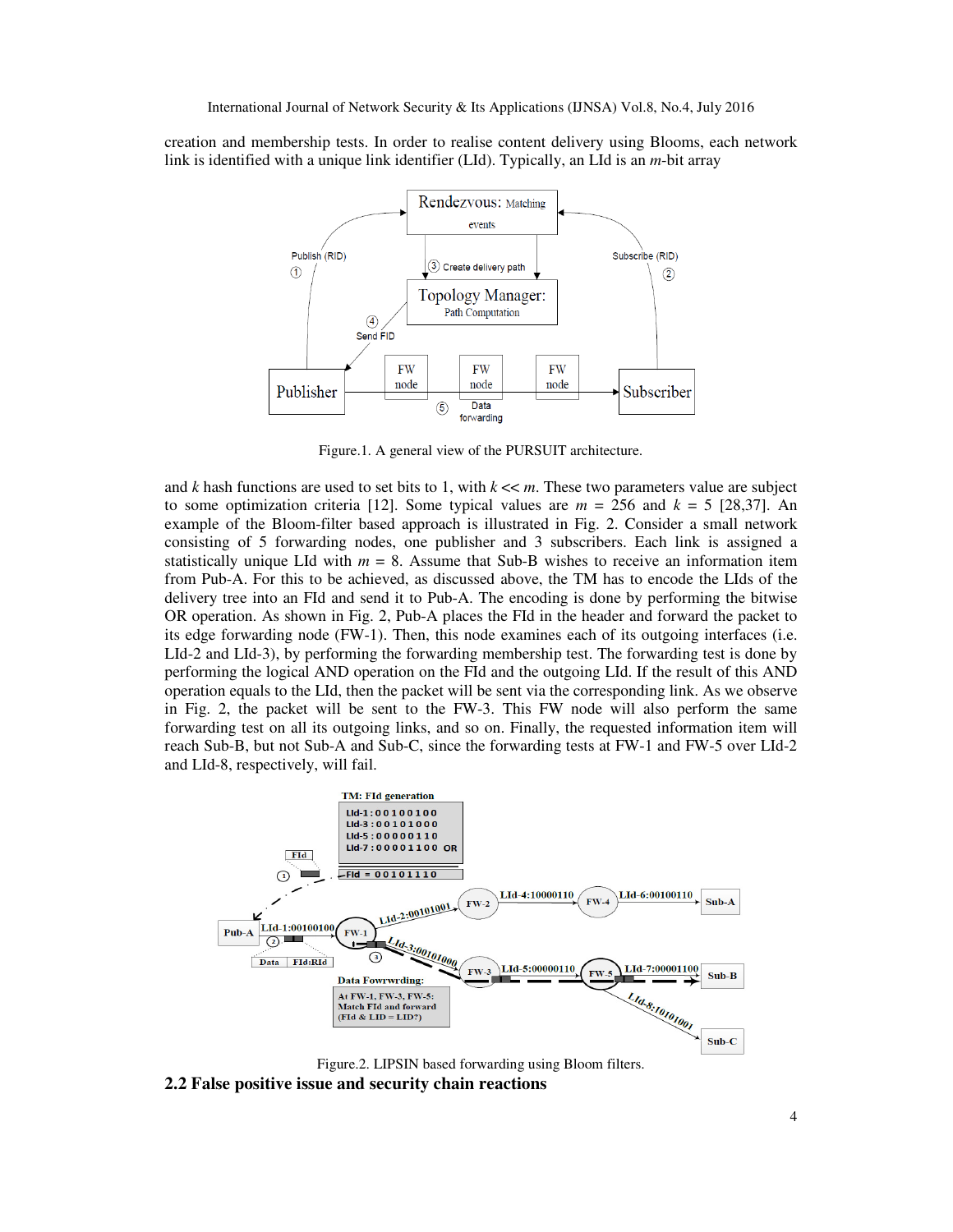creation and membership tests. In order to realise content delivery using Blooms, each network link is identified with a unique link identifier (LId). Typically, an LId is an *m*-bit array

Rendezvous: Matching events

Publish (RID) ①

Subscribe (RID) ②

③ Create delivery path

Topology Manager: Path Computation

④ Send FID

Publisher

FW node

FW node

FW node

Subscriber

⑤ Data forwarding

Figure.1. A general view of the PURSUIT architecture.

and *k* hash functions are used to set bits to 1, with $k << m$. These two parameters value are subject to some optimization criteria [12]. Some typical values are $m = 256$ and $k = 5$ [28,37]. An example of the Bloom-filter based approach is illustrated in Fig. 2. Consider a small network consisting of 5 forwarding nodes, one publisher and 3 subscribers. Each link is assigned a statistically unique LId with $m = 8$. Assume that Sub-B wishes to receive an information item from Pub-A. For this to be achieved, as discussed above, the TM has to encode the LIds of the delivery tree into an FId and send it to Pub-A. The encoding is done by performing the bitwise OR operation. As shown in Fig. 2, Pub-A places the FId in the header and forward the packet to its edge forwarding node (FW-1). Then, this node examines each of its outgoing interfaces (i.e. LId-2 and LId-3), by performing the forwarding membership test. The forwarding test is done by performing the logical AND operation on the FId and the outgoing LId. If the result of this AND operation equals to the LId, then the packet will be sent via the corresponding link. As we observe in Fig. 2, the packet will be sent to the FW-3. This FW node will also perform the same forwarding test on all its outgoing links, and so on. Finally, the requested information item will reach Sub-B, but not Sub-A and Sub-C, since the forwarding tests at FW-1 and FW-5 over LId-2 and LId-8, respectively, will fail.

TM: FId generation

LId-1 : 00100100
LId-3 : 00101000
LId-5 : 00000110
LId-7 : 00001100 OR

FId = 00101110

FId

①

Pub-A

LId-1:00100100

②

Data | FId:RId

FW-1

LId-2:00101001

LId-3:00101000

③

FW-2

LId-4:10000110

FW-4

LId-6:00100110

Sub-A

FW-3

LId-5:00000110

FW-5

LId-7:00001100

Sub-B

LId-8:10101001

Sub-C

Data Fowrwrding:

At FW-1, FW-3, FW-5: Match FId and forward (FId & LID = LID?)

Figure.2. LIPSIN based forwarding using Bloom filters.

## 2.2 False positive issue and security chain reactions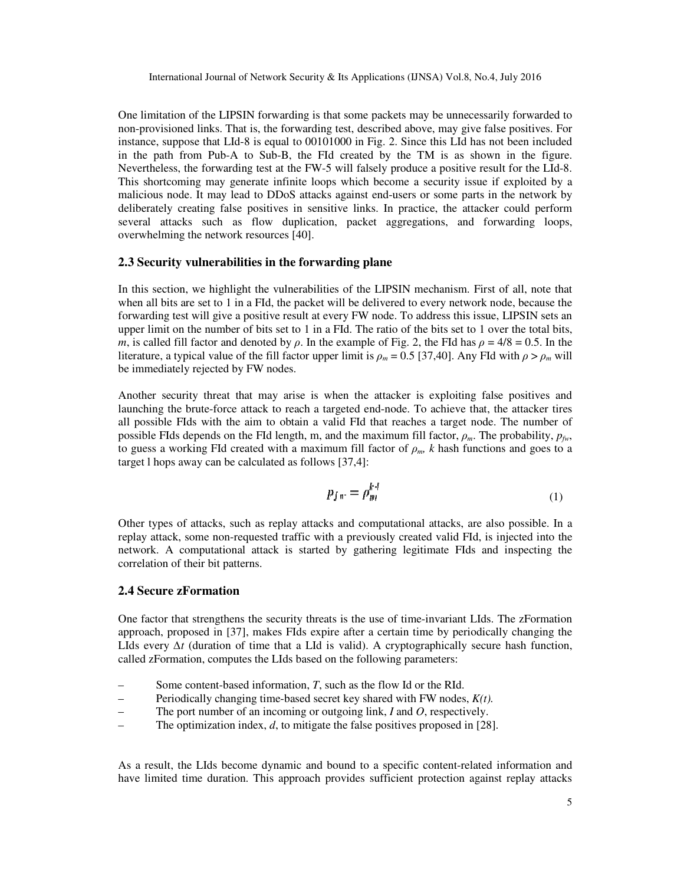One limitation of the LIPSIN forwarding is that some packets may be unnecessarily forwarded to non-provisioned links. That is, the forwarding test, described above, may give false positives. For instance, suppose that LId-8 is equal to 00101000 in Fig. 2. Since this LId has not been included in the path from Pub-A to Sub-B, the FId created by the TM is as shown in the figure. Nevertheless, the forwarding test at the FW-5 will falsely produce a positive result for the LId-8. This shortcoming may generate infinite loops which become a security issue if exploited by a malicious node. It may lead to DDoS attacks against end-users or some parts in the network by deliberately creating false positives in sensitive links. In practice, the attacker could perform several attacks such as flow duplication, packet aggregations, and forwarding loops, overwhelming the network resources [40].

### 2.3 Security vulnerabilities in the forwarding plane

In this section, we highlight the vulnerabilities of the LIPSIN mechanism. First of all, note that when all bits are set to 1 in a FId, the packet will be delivered to every network node, because the forwarding test will give a positive result at every FW node. To address this issue, LIPSIN sets an upper limit on the number of bits set to 1 in a FId. The ratio of the bits set to 1 over the total bits, $m$, is called fill factor and denoted by $\rho$. In the example of Fig. 2, the FId has $\rho = 4/8 = 0.5$. In the literature, a typical value of the fill factor upper limit is $\rho_m = 0.5$ [37,40]. Any FId with $\rho > \rho_m$ will be immediately rejected by FW nodes.

Another security threat that may arise is when the attacker is exploiting false positives and launching the brute-force attack to reach a targeted end-node. To achieve that, the attacker tires all possible FIds with the aim to obtain a valid FId that reaches a target node. The number of possible FIds depends on the FId length, m, and the maximum fill factor, $\rho_m$. The probability, $p_{fw}$, to guess a working FId created with a maximum fill factor of $\rho_m$, $k$ hash functions and goes to a target l hops away can be calculated as follows [37,4]:

$$p_{fw} = \rho_m^{k \cdot l} \tag{1}$$

Other types of attacks, such as replay attacks and computational attacks, are also possible. In a replay attack, some non-requested traffic with a previously created valid FId, is injected into the network. A computational attack is started by gathering legitimate FIds and inspecting the correlation of their bit patterns.

### 2.4 Secure zFormation

One factor that strengthens the security threats is the use of time-invariant LIds. The zFormation approach, proposed in [37], makes FIds expire after a certain time by periodically changing the LIds every $\Delta t$ (duration of time that a LId is valid). A cryptographically secure hash function, called zFormation, computes the LIds based on the following parameters:

- Some content-based information, $T$, such as the flow Id or the RId.
- Periodically changing time-based secret key shared with FW nodes, $K(t)$.
- The port number of an incoming or outgoing link, $I$ and $O$, respectively.
- The optimization index, $d$, to mitigate the false positives proposed in [28].

As a result, the LIds become dynamic and bound to a specific content-related information and have limited time duration. This approach provides sufficient protection against replay attacks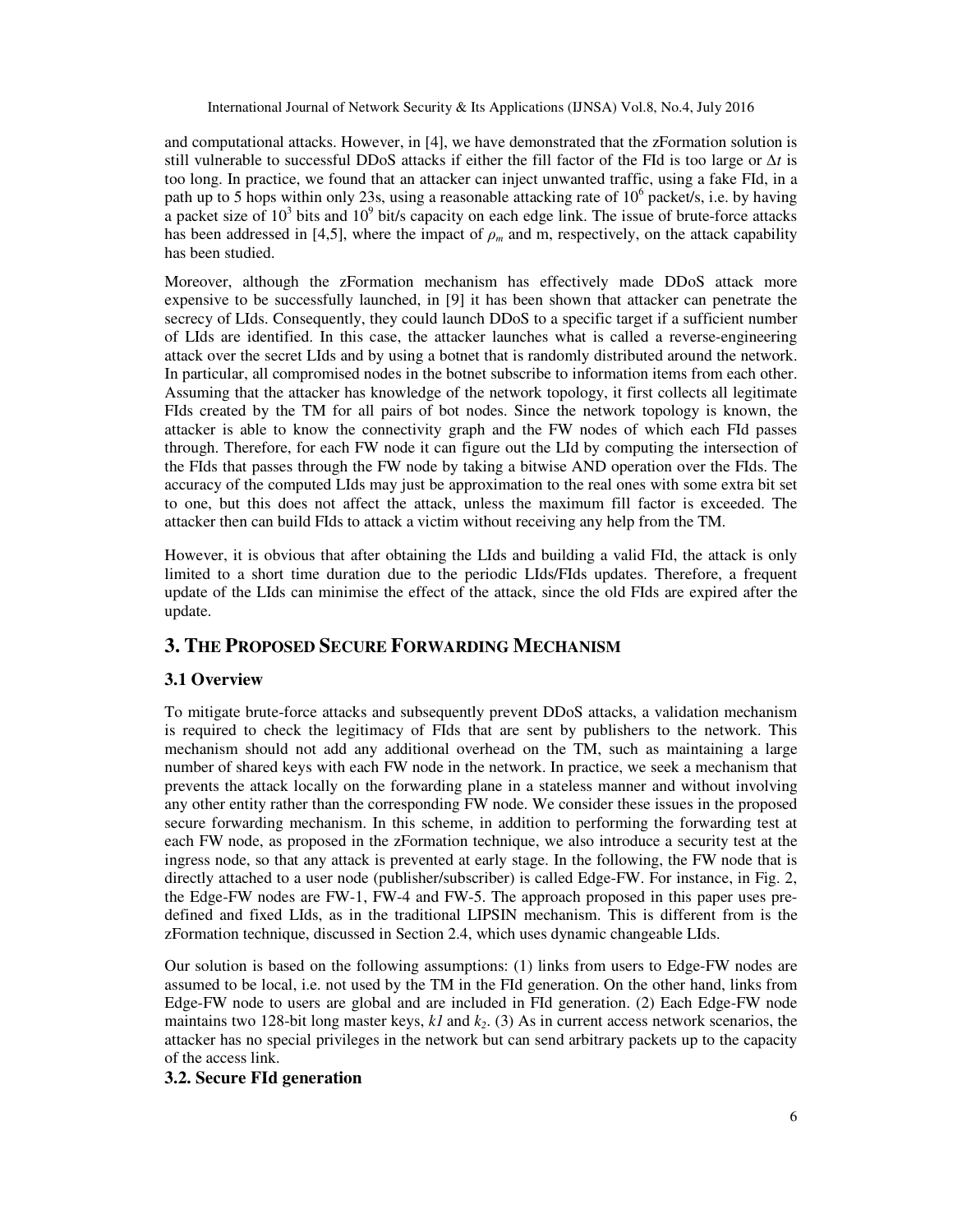and computational attacks. However, in [4], we have demonstrated that the zFormation solution is still vulnerable to successful DDoS attacks if either the fill factor of the FId is too large or $\Delta t$ is too long. In practice, we found that an attacker can inject unwanted traffic, using a fake FId, in a path up to 5 hops within only 23s, using a reasonable attacking rate of $10^6$ packet/s, i.e. by having a packet size of $10^3$ bits and $10^9$ bit/s capacity on each edge link. The issue of brute-force attacks has been addressed in [4,5], where the impact of $\rho_m$ and m, respectively, on the attack capability has been studied.

Moreover, although the zFormation mechanism has effectively made DDoS attack more expensive to be successfully launched, in [9] it has been shown that attacker can penetrate the secrecy of LIds. Consequently, they could launch DDoS to a specific target if a sufficient number of LIds are identified. In this case, the attacker launches what is called a reverse-engineering attack over the secret LIds and by using a botnet that is randomly distributed around the network. In particular, all compromised nodes in the botnet subscribe to information items from each other. Assuming that the attacker has knowledge of the network topology, it first collects all legitimate FIds created by the TM for all pairs of bot nodes. Since the network topology is known, the attacker is able to know the connectivity graph and the FW nodes of which each FId passes through. Therefore, for each FW node it can figure out the LId by computing the intersection of the FIds that passes through the FW node by taking a bitwise AND operation over the FIds. The accuracy of the computed LIds may just be approximation to the real ones with some extra bit set to one, but this does not affect the attack, unless the maximum fill factor is exceeded. The attacker then can build FIds to attack a victim without receiving any help from the TM.

However, it is obvious that after obtaining the LIds and building a valid FId, the attack is only limited to a short time duration due to the periodic LIds/FIds updates. Therefore, a frequent update of the LIds can minimise the effect of the attack, since the old FIds are expired after the update.

## 3. The Proposed Secure Forwarding Mechanism

### 3.1 Overview

To mitigate brute-force attacks and subsequently prevent DDoS attacks, a validation mechanism is required to check the legitimacy of FIds that are sent by publishers to the network. This mechanism should not add any additional overhead on the TM, such as maintaining a large number of shared keys with each FW node in the network. In practice, we seek a mechanism that prevents the attack locally on the forwarding plane in a stateless manner and without involving any other entity rather than the corresponding FW node. We consider these issues in the proposed secure forwarding mechanism. In this scheme, in addition to performing the forwarding test at each FW node, as proposed in the zFormation technique, we also introduce a security test at the ingress node, so that any attack is prevented at early stage. In the following, the FW node that is directly attached to a user node (publisher/subscriber) is called Edge-FW. For instance, in Fig. 2, the Edge-FW nodes are FW-1, FW-4 and FW-5. The approach proposed in this paper uses pre-defined and fixed LIds, as in the traditional LIPSIN mechanism. This is different from is the zFormation technique, discussed in Section 2.4, which uses dynamic changeable LIds.

Our solution is based on the following assumptions: (1) links from users to Edge-FW nodes are assumed to be local, i.e. not used by the TM in the FId generation. On the other hand, links from Edge-FW node to users are global and are included in FId generation. (2) Each Edge-FW node maintains two 128-bit long master keys, $k1$ and $k_2$. (3) As in current access network scenarios, the attacker has no special privileges in the network but can send arbitrary packets up to the capacity of the access link.

### 3.2. Secure FId generation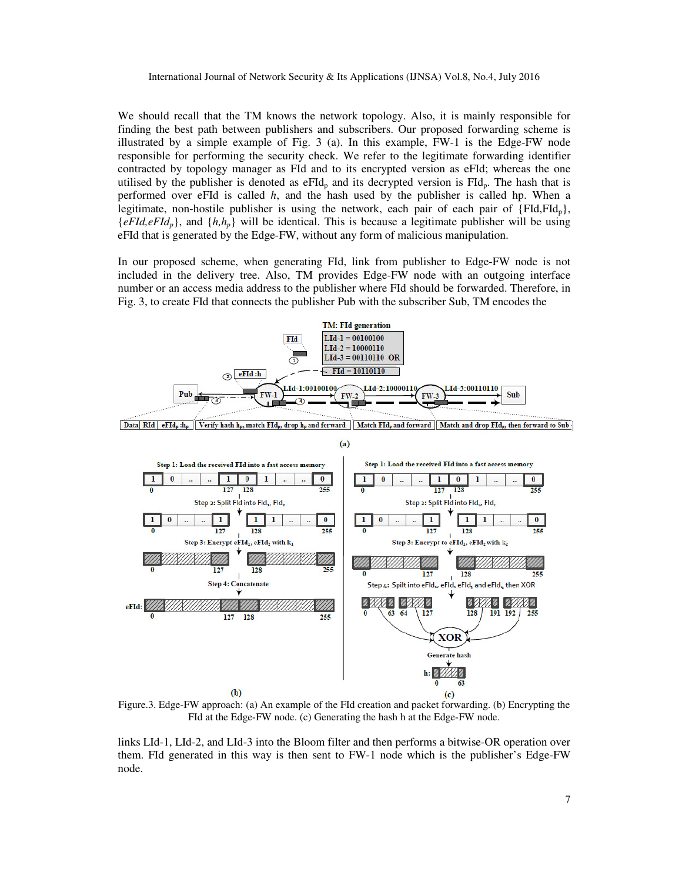We should recall that the TM knows the network topology. Also, it is mainly responsible for finding the best path between publishers and subscribers. Our proposed forwarding scheme is illustrated by a simple example of Fig. 3 (a). In this example, FW-1 is the Edge-FW node responsible for performing the security check. We refer to the legitimate forwarding identifier contracted by topology manager as FId and to its encrypted version as eFId; whereas the one utilised by the publisher is denoted as $eFId_p$ and its decrypted version is $FId_p$. The hash that is performed over eFId is called $h$, and the hash used by the publisher is called hp. When a legitimate, non-hostile publisher is using the network, each pair of each pair of $\{FId, FId_p\}$, $\{eFId, eFId_p\}$, and $\{h, h_p\}$ will be identical. This is because a legitimate publisher will be using eFId that is generated by the Edge-FW, without any form of malicious manipulation.

In our proposed scheme, when generating FId, link from publisher to Edge-FW node is not included in the delivery tree. Also, TM provides Edge-FW node with an outgoing interface number or an access media address to the publisher where FId should be forwarded. Therefore, in Fig. 3, to create FId that connects the publisher Pub with the subscriber Sub, TM encodes the

TM: FId generation
LId-1 = 00100100
LId-2 = 10000110
LId-3 = 00110110 OR
FId = 10110110
FId
eFId :h
Pub
FW-1
LId-1:00100100
FW-2
LId-2:10000110
FW-3
LId-3:00110110
Sub
Data | RId | eFIdp :hp
Verify hash hp, match FIdp, drop hp and forward
Match FIdp and forward
Match and drop FIdp, then forward to Sub
(a)

Step 1: Load the received FId into a fast access memory
Step 2: Split FId into FId1, FId2
Step 3: Encrypt eFId1, eFId2 with k1
Step 4: Concatenate
eFId:
(b)

Step 1: Load the received FId into a fast access memory
Step 2: Split FId into FId1, FId2
Step 3: Encrypt to eFId1, eFId2 with k2
Step 4: Spilt into eFId1, eFId, eFId, and eFId4 then XOR
XOR
Generate hash
h:
(c)

Figure.3. Edge-FW approach: (a) An example of the FId creation and packet forwarding. (b) Encrypting the FId at the Edge-FW node. (c) Generating the hash h at the Edge-FW node.

links LId-1, LId-2, and LId-3 into the Bloom filter and then performs a bitwise-OR operation over them. FId generated in this way is then sent to FW-1 node which is the publisher's Edge-FW node.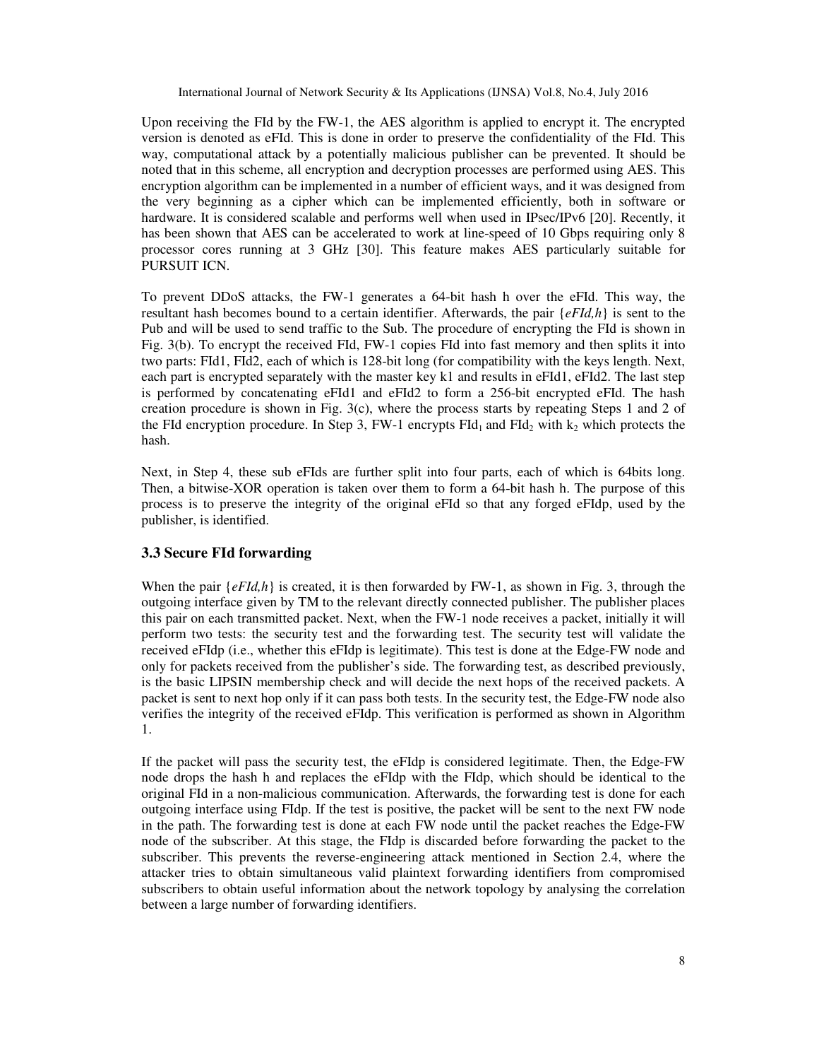Upon receiving the FId by the FW-1, the AES algorithm is applied to encrypt it. The encrypted version is denoted as eFId. This is done in order to preserve the confidentiality of the FId. This way, computational attack by a potentially malicious publisher can be prevented. It should be noted that in this scheme, all encryption and decryption processes are performed using AES. This encryption algorithm can be implemented in a number of efficient ways, and it was designed from the very beginning as a cipher which can be implemented efficiently, both in software or hardware. It is considered scalable and performs well when used in IPsec/IPv6 [20]. Recently, it has been shown that AES can be accelerated to work at line-speed of 10 Gbps requiring only 8 processor cores running at 3 GHz [30]. This feature makes AES particularly suitable for PURSUIT ICN.

To prevent DDoS attacks, the FW-1 generates a 64-bit hash h over the eFId. This way, the resultant hash becomes bound to a certain identifier. Afterwards, the pair {*eFId,h*} is sent to the Pub and will be used to send traffic to the Sub. The procedure of encrypting the FId is shown in Fig. 3(b). To encrypt the received FId, FW-1 copies FId into fast memory and then splits it into two parts: FId1, FId2, each of which is 128-bit long (for compatibility with the keys length. Next, each part is encrypted separately with the master key k1 and results in eFId1, eFId2. The last step is performed by concatenating eFId1 and eFId2 to form a 256-bit encrypted eFId. The hash creation procedure is shown in Fig. 3(c), where the process starts by repeating Steps 1 and 2 of the FId encryption procedure. In Step 3, FW-1 encrypts $FId_1$ and $FId_2$ with $k_2$ which protects the hash.

Next, in Step 4, these sub eFIds are further split into four parts, each of which is 64bits long. Then, a bitwise-XOR operation is taken over them to form a 64-bit hash h. The purpose of this process is to preserve the integrity of the original eFId so that any forged eFIdp, used by the publisher, is identified.

### 3.3 Secure FId forwarding

When the pair {*eFId,h*} is created, it is then forwarded by FW-1, as shown in Fig. 3, through the outgoing interface given by TM to the relevant directly connected publisher. The publisher places this pair on each transmitted packet. Next, when the FW-1 node receives a packet, initially it will perform two tests: the security test and the forwarding test. The security test will validate the received eFIdp (i.e., whether this eFIdp is legitimate). This test is done at the Edge-FW node and only for packets received from the publisher's side. The forwarding test, as described previously, is the basic LIPSIN membership check and will decide the next hops of the received packets. A packet is sent to next hop only if it can pass both tests. In the security test, the Edge-FW node also verifies the integrity of the received eFIdp. This verification is performed as shown in Algorithm 1.

If the packet will pass the security test, the eFIdp is considered legitimate. Then, the Edge-FW node drops the hash h and replaces the eFIdp with the FIdp, which should be identical to the original FId in a non-malicious communication. Afterwards, the forwarding test is done for each outgoing interface using FIdp. If the test is positive, the packet will be sent to the next FW node in the path. The forwarding test is done at each FW node until the packet reaches the Edge-FW node of the subscriber. At this stage, the FIdp is discarded before forwarding the packet to the subscriber. This prevents the reverse-engineering attack mentioned in Section 2.4, where the attacker tries to obtain simultaneous valid plaintext forwarding identifiers from compromised subscribers to obtain useful information about the network topology by analysing the correlation between a large number of forwarding identifiers.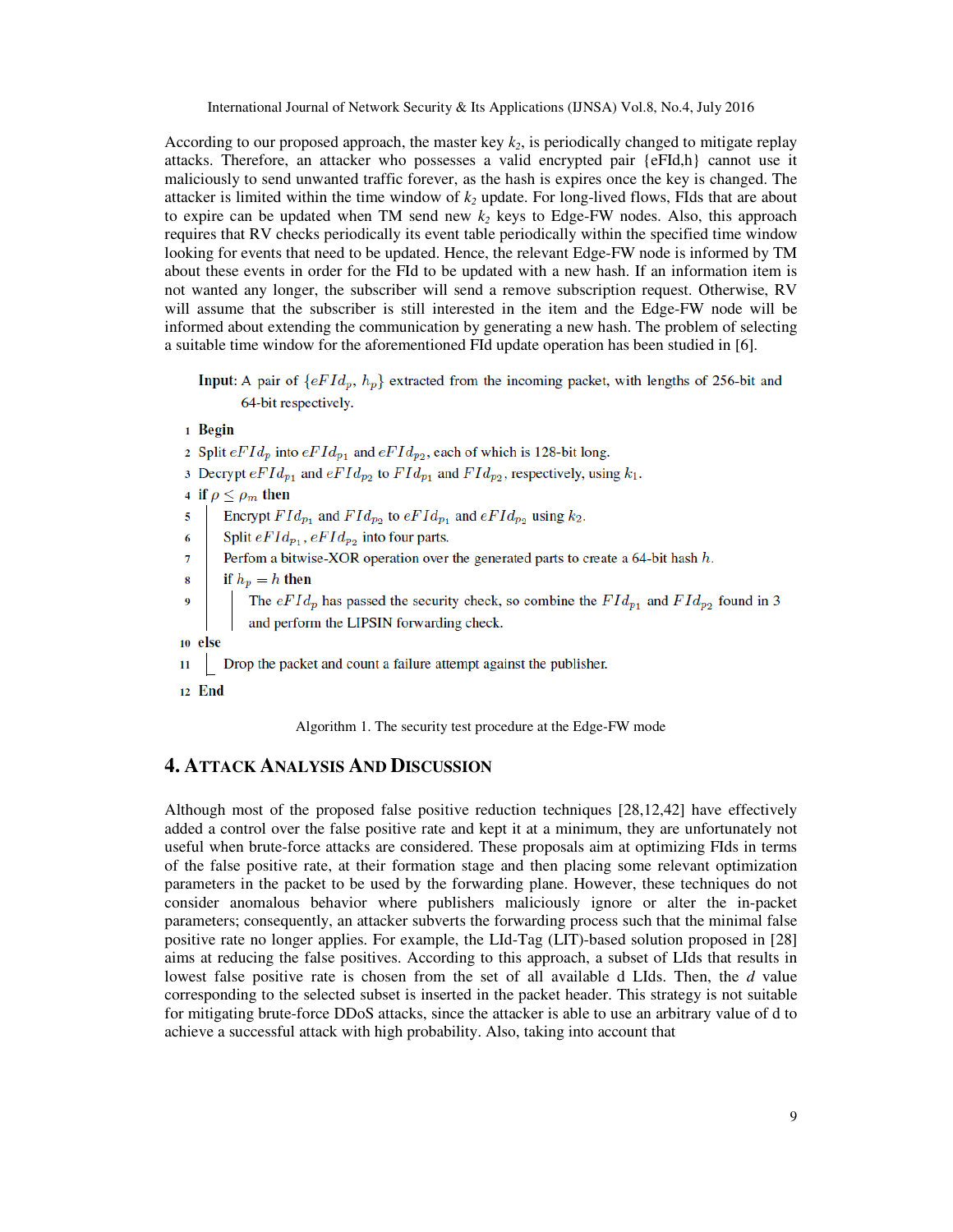According to our proposed approach, the master key $k_2$, is periodically changed to mitigate replay attacks. Therefore, an attacker who possesses a valid encrypted pair {eFId,h} cannot use it maliciously to send unwanted traffic forever, as the hash is expires once the key is changed. The attacker is limited within the time window of $k_2$ update. For long-lived flows, FIds that are about to expire can be updated when TM send new $k_2$ keys to Edge-FW nodes. Also, this approach requires that RV checks periodically its event table periodically within the specified time window looking for events that need to be updated. Hence, the relevant Edge-FW node is informed by TM about these events in order for the FId to be updated with a new hash. If an information item is not wanted any longer, the subscriber will send a remove subscription request. Otherwise, RV will assume that the subscriber is still interested in the item and the Edge-FW node will be informed about extending the communication by generating a new hash. The problem of selecting a suitable time window for the aforementioned FId update operation has been studied in [6].

**Input:** A pair of $\{eFId_p, h_p\}$ extracted from the incoming packet, with lengths of 256-bit and 64-bit respectively.

```
1  Begin
2  Split eFId_p into eFId_p1 and eFId_p2, each of which is 128-bit long.
3  Decrypt eFId_p1 and eFId_p2 to FId_p1 and FId_p2, respectively, using k1.
4  if ρ ≤ ρ_m then
5  |   Encrypt FId_p1 and FId_p2 to eFId_p1 and eFId_p2 using k2.
6  |   Split eFId_p1, eFId_p2 into four parts.
7  |   Perfom a bitwise-XOR operation over the generated parts to create a 64-bit hash h.
8  |   if h_p = h then
9  |   |   The eFId_p has passed the security check, so combine the FId_p1 and FId_p2 found in 3
   |   |   and perform the LIPSIN forwarding check.
10 else
11 |   Drop the packet and count a failure attempt against the publisher.
12 End
```

Algorithm 1. The security test procedure at the Edge-FW mode

## 4. Attack Analysis And Discussion

Although most of the proposed false positive reduction techniques [28,12,42] have effectively added a control over the false positive rate and kept it at a minimum, they are unfortunately not useful when brute-force attacks are considered. These proposals aim at optimizing FIds in terms of the false positive rate, at their formation stage and then placing some relevant optimization parameters in the packet to be used by the forwarding plane. However, these techniques do not consider anomalous behavior where publishers maliciously ignore or alter the in-packet parameters; consequently, an attacker subverts the forwarding process such that the minimal false positive rate no longer applies. For example, the LId-Tag (LIT)-based solution proposed in [28] aims at reducing the false positives. According to this approach, a subset of LIds that results in lowest false positive rate is chosen from the set of all available d LIds. Then, the *d* value corresponding to the selected subset is inserted in the packet header. This strategy is not suitable for mitigating brute-force DDoS attacks, since the attacker is able to use an arbitrary value of d to achieve a successful attack with high probability. Also, taking into account that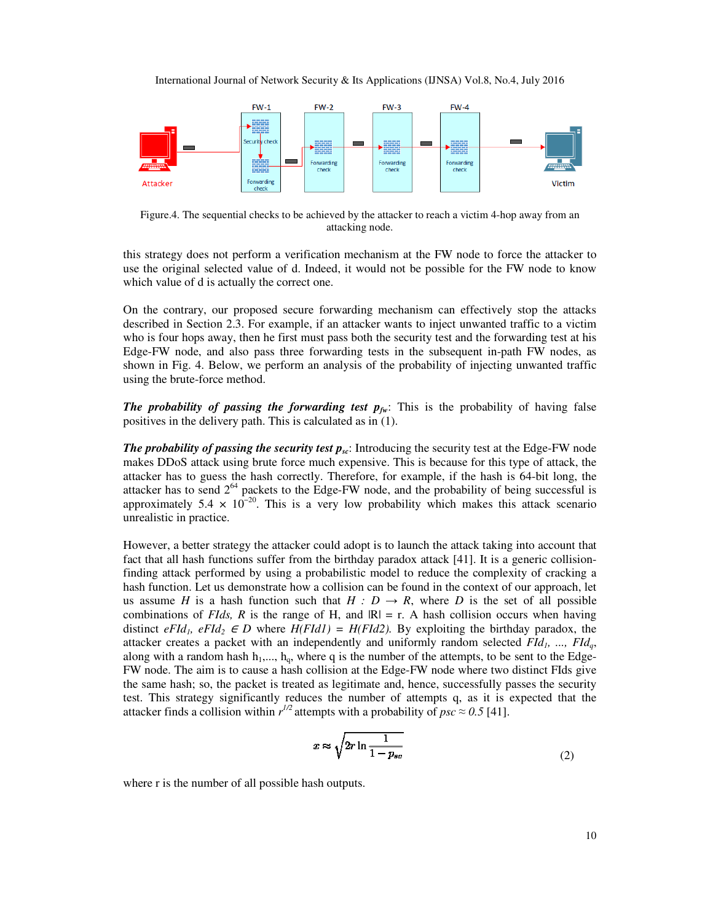FW-1

Security check

Forwarding check

FW-2

Forwarding check

FW-3

Forwarding check

FW-4

Forwarding check

Attacker

Victim

Figure.4. The sequential checks to be achieved by the attacker to reach a victim 4-hop away from an attacking node.

this strategy does not perform a verification mechanism at the FW node to force the attacker to use the original selected value of d. Indeed, it would not be possible for the FW node to know which value of d is actually the correct one.

On the contrary, our proposed secure forwarding mechanism can effectively stop the attacks described in Section 2.3. For example, if an attacker wants to inject unwanted traffic to a victim who is four hops away, then he first must pass both the security test and the forwarding test at his Edge-FW node, and also pass three forwarding tests in the subsequent in-path FW nodes, as shown in Fig. 4. Below, we perform an analysis of the probability of injecting unwanted traffic using the brute-force method.

***The probability of passing the forwarding test $p_{fw}$***: This is the probability of having false positives in the delivery path. This is calculated as in (1).

***The probability of passing the security test $p_{sc}$***: Introducing the security test at the Edge-FW node makes DDoS attack using brute force much expensive. This is because for this type of attack, the attacker has to guess the hash correctly. Therefore, for example, if the hash is 64-bit long, the attacker has to send $2^{64}$ packets to the Edge-FW node, and the probability of being successful is approximately $5.4 \times 10^{-20}$. This is a very low probability which makes this attack scenario unrealistic in practice.

However, a better strategy the attacker could adopt is to launch the attack taking into account that fact that all hash functions suffer from the birthday paradox attack [41]. It is a generic collision-finding attack performed by using a probabilistic model to reduce the complexity of cracking a hash function. Let us demonstrate how a collision can be found in the context of our approach, let us assume $H$ is a hash function such that $H : D \rightarrow R$, where $D$ is the set of all possible combinations of *FIds, R* is the range of H, and $|R| = r$. A hash collision occurs when having distinct $eFId_1, eFId_2 \in D$ where $H(FId1) = H(FId2)$. By exploiting the birthday paradox, the attacker creates a packet with an independently and uniformly random selected $FId_1, \ldots, FId_q$, along with a random hash $h_1, \ldots, h_q$, where q is the number of the attempts, to be sent to the Edge-FW node. The aim is to cause a hash collision at the Edge-FW node where two distinct FIds give the same hash; so, the packet is treated as legitimate and, hence, successfully passes the security test. This strategy significantly reduces the number of attempts q, as it is expected that the attacker finds a collision within $r^{1/2}$ attempts with a probability of $psc \approx 0.5$ [41].

$$x \approx \sqrt{2r \ln \frac{1}{1 - p_{sc}}} \tag{2}$$

where r is the number of all possible hash outputs.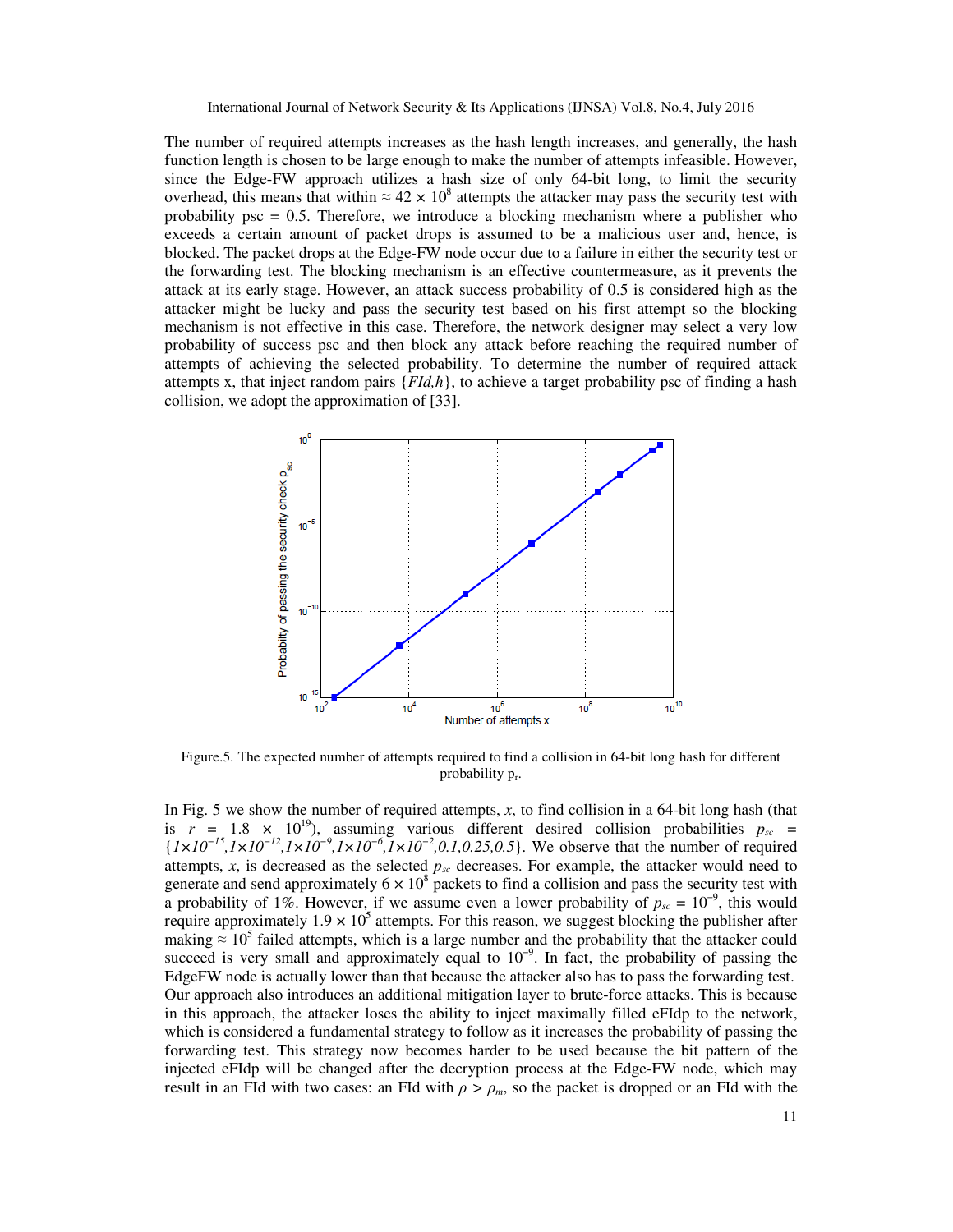The number of required attempts increases as the hash length increases, and generally, the hash function length is chosen to be large enough to make the number of attempts infeasible. However, since the Edge-FW approach utilizes a hash size of only 64-bit long, to limit the security overhead, this means that within $\approx 42 \times 10^8$ attempts the attacker may pass the security test with probability psc = 0.5. Therefore, we introduce a blocking mechanism where a publisher who exceeds a certain amount of packet drops is assumed to be a malicious user and, hence, is blocked. The packet drops at the Edge-FW node occur due to a failure in either the security test or the forwarding test. The blocking mechanism is an effective countermeasure, as it prevents the attack at its early stage. However, an attack success probability of 0.5 is considered high as the attacker might be lucky and pass the security test based on his first attempt so the blocking mechanism is not effective in this case. Therefore, the network designer may select a very low probability of success psc and then block any attack before reaching the required number of attempts of achieving the selected probability. To determine the number of required attack attempts x, that inject random pairs $\{FId,h\}$, to achieve a target probability psc of finding a hash collision, we adopt the approximation of [33].

Probability of passing the security check $p_{sc}$

$10^0$

$10^{-5}$

$10^{-10}$

$10^{-15}$

$10^2$ $10^4$ $10^6$ $10^8$ $10^{10}$

Number of attempts x

Figure.5. The expected number of attempts required to find a collision in 64-bit long hash for different probability $p_r$.

In Fig. 5 we show the number of required attempts, $x$, to find collision in a 64-bit long hash (that is $r = 1.8 \times 10^{19}$), assuming various different desired collision probabilities $p_{sc} = \{1\times10^{-15}, 1\times10^{-12}, 1\times10^{-9}, 1\times10^{-6}, 1\times10^{-2}, 0.1, 0.25, 0.5\}$. We observe that the number of required attempts, $x$, is decreased as the selected $p_{sc}$ decreases. For example, the attacker would need to generate and send approximately $6 \times 10^8$ packets to find a collision and pass the security test with a probability of 1%. However, if we assume even a lower probability of $p_{sc} = 10^{-9}$, this would require approximately $1.9 \times 10^5$ attempts. For this reason, we suggest blocking the publisher after making $\approx 10^5$ failed attempts, which is a large number and the probability that the attacker could succeed is very small and approximately equal to $10^{-9}$. In fact, the probability of passing the EdgeFW node is actually lower than that because the attacker also has to pass the forwarding test. Our approach also introduces an additional mitigation layer to brute-force attacks. This is because in this approach, the attacker loses the ability to inject maximally filled eFIdp to the network, which is considered a fundamental strategy to follow as it increases the probability of passing the forwarding test. This strategy now becomes harder to be used because the bit pattern of the injected eFIdp will be changed after the decryption process at the Edge-FW node, which may result in an FId with two cases: an FId with $\rho > \rho_m$, so the packet is dropped or an FId with the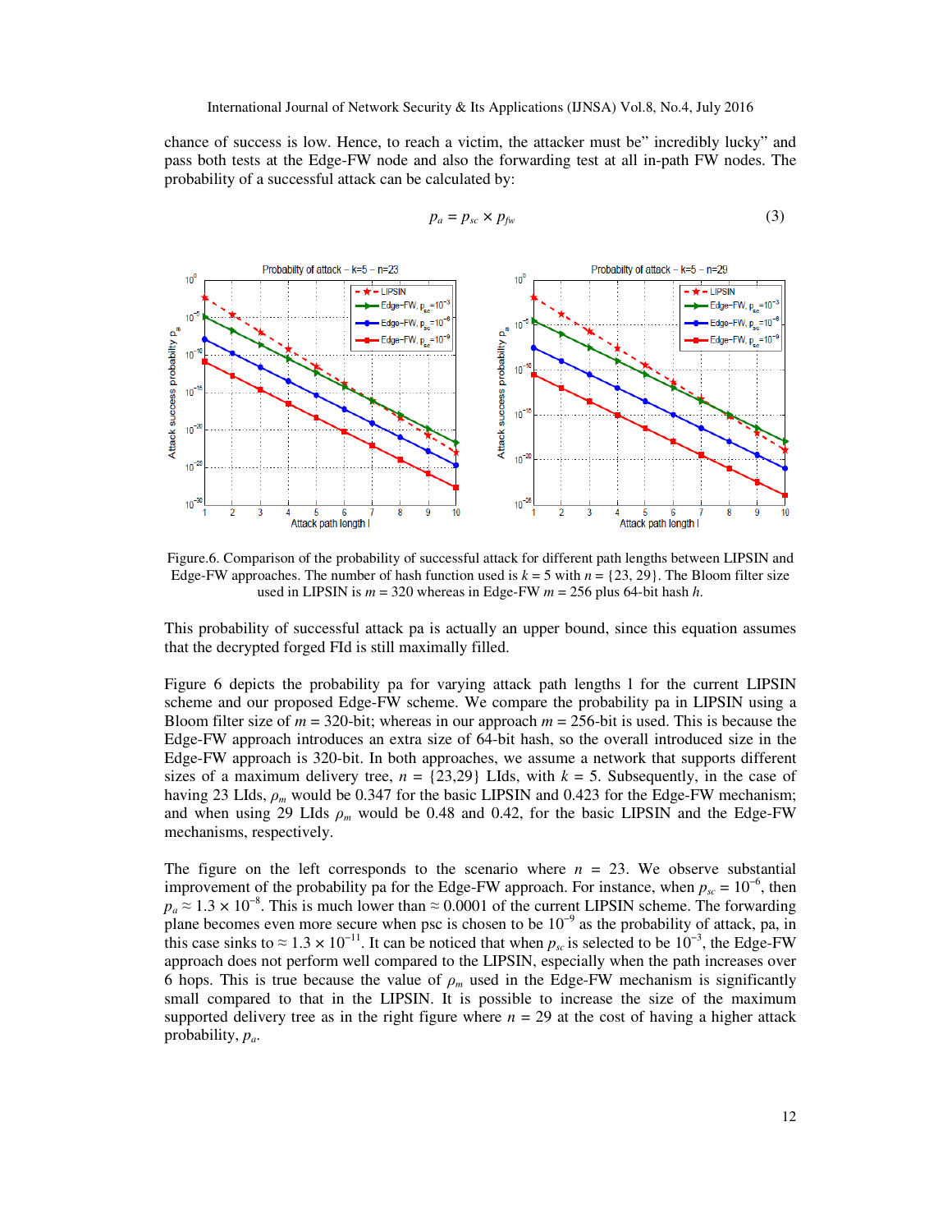chance of success is low. Hence, to reach a victim, the attacker must be" incredibly lucky" and pass both tests at the Edge-FW node and also the forwarding test at all in-path FW nodes. The probability of a successful attack can be calculated by:

$$p_a = p_{sc} \times p_{fw} \tag{3}$$

Probabilty of attack – k=5 – n=23

Attack success probability $p_a$

Attack path length l

LIPSIN
Edge–FW, $p_{sc}=10^{-3}$
Edge–FW, $p_{sc}=10^{-6}$
Edge–FW, $p_{sc}=10^{-9}$

Probabilty of attack – k=5 – n=29

Attack success probability $p_a$

Attack path length l

LIPSIN
Edge–FW, $p_{sc}=10^{-3}$
Edge–FW, $p_{sc}=10^{-6}$
Edge–FW, $p_{sc}=10^{-9}$

Figure.6. Comparison of the probability of successful attack for different path lengths between LIPSIN and Edge-FW approaches. The number of hash function used is $k = 5$ with $n = \{23, 29\}$. The Bloom filter size used in LIPSIN is $m = 320$ whereas in Edge-FW $m = 256$ plus 64-bit hash $h$.

This probability of successful attack pa is actually an upper bound, since this equation assumes that the decrypted forged FId is still maximally filled.

Figure 6 depicts the probability pa for varying attack path lengths l for the current LIPSIN scheme and our proposed Edge-FW scheme. We compare the probability pa in LIPSIN using a Bloom filter size of $m = 320$-bit; whereas in our approach $m = 256$-bit is used. This is because the Edge-FW approach introduces an extra size of 64-bit hash, so the overall introduced size in the Edge-FW approach is 320-bit. In both approaches, we assume a network that supports different sizes of a maximum delivery tree, $n = \{23,29\}$ LIds, with $k = 5$. Subsequently, in the case of having 23 LIds, $\rho_m$ would be 0.347 for the basic LIPSIN and 0.423 for the Edge-FW mechanism; and when using 29 LIds $\rho_m$ would be 0.48 and 0.42, for the basic LIPSIN and the Edge-FW mechanisms, respectively.

The figure on the left corresponds to the scenario where $n = 23$. We observe substantial improvement of the probability pa for the Edge-FW approach. For instance, when $p_{sc} = 10^{-6}$, then $p_a \approx 1.3 \times 10^{-8}$. This is much lower than $\approx 0.0001$ of the current LIPSIN scheme. The forwarding plane becomes even more secure when psc is chosen to be $10^{-9}$ as the probability of attack, pa, in this case sinks to $\approx 1.3 \times 10^{-11}$. It can be noticed that when $p_{sc}$ is selected to be $10^{-3}$, the Edge-FW approach does not perform well compared to the LIPSIN, especially when the path increases over 6 hops. This is true because the value of $\rho_m$ used in the Edge-FW mechanism is significantly small compared to that in the LIPSIN. It is possible to increase the size of the maximum supported delivery tree as in the right figure where $n = 29$ at the cost of having a higher attack probability, $p_a$.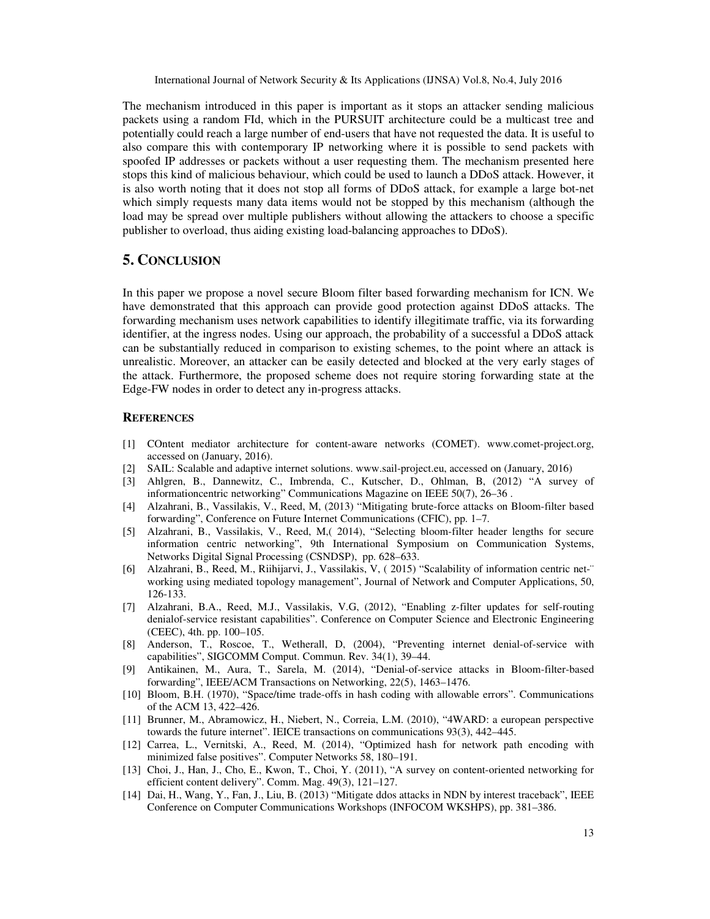The mechanism introduced in this paper is important as it stops an attacker sending malicious packets using a random FId, which in the PURSUIT architecture could be a multicast tree and potentially could reach a large number of end-users that have not requested the data. It is useful to also compare this with contemporary IP networking where it is possible to send packets with spoofed IP addresses or packets without a user requesting them. The mechanism presented here stops this kind of malicious behaviour, which could be used to launch a DDoS attack. However, it is also worth noting that it does not stop all forms of DDoS attack, for example a large bot-net which simply requests many data items would not be stopped by this mechanism (although the load may be spread over multiple publishers without allowing the attackers to choose a specific publisher to overload, thus aiding existing load-balancing approaches to DDoS).

## 5. CONCLUSION

In this paper we propose a novel secure Bloom filter based forwarding mechanism for ICN. We have demonstrated that this approach can provide good protection against DDoS attacks. The forwarding mechanism uses network capabilities to identify illegitimate traffic, via its forwarding identifier, at the ingress nodes. Using our approach, the probability of a successful a DDoS attack can be substantially reduced in comparison to existing schemes, to the point where an attack is unrealistic. Moreover, an attacker can be easily detected and blocked at the very early stages of the attack. Furthermore, the proposed scheme does not require storing forwarding state at the Edge-FW nodes in order to detect any in-progress attacks.

### REFERENCES

[1] COntent mediator architecture for content-aware networks (COMET). www.comet-project.org, accessed on (January, 2016).

[2] SAIL: Scalable and adaptive internet solutions. www.sail-project.eu, accessed on (January, 2016)

[3] Ahlgren, B., Dannewitz, C., Imbrenda, C., Kutscher, D., Ohlman, B, (2012) “A survey of informationcentric networking” Communications Magazine on IEEE 50(7), 26–36 .

[4] Alzahrani, B., Vassilakis, V., Reed, M, (2013) “Mitigating brute-force attacks on Bloom-filter based forwarding”, Conference on Future Internet Communications (CFIC), pp. 1–7.

[5] Alzahrani, B., Vassilakis, V., Reed, M,( 2014), “Selecting bloom-filter header lengths for secure information centric networking”, 9th International Symposium on Communication Systems, Networks Digital Signal Processing (CSNDSP), pp. 628–633.

[6] Alzahrani, B., Reed, M., Riihijarvi, J., Vassilakis, V, ( 2015) “Scalability of information centric net-¨ working using mediated topology management”, Journal of Network and Computer Applications, 50, 126-133.

[7] Alzahrani, B.A., Reed, M.J., Vassilakis, V.G, (2012), “Enabling z-filter updates for self-routing denialof-service resistant capabilities”. Conference on Computer Science and Electronic Engineering (CEEC), 4th. pp. 100–105.

[8] Anderson, T., Roscoe, T., Wetherall, D, (2004), “Preventing internet denial-of-service with capabilities”, SIGCOMM Comput. Commun. Rev. 34(1), 39–44.

[9] Antikainen, M., Aura, T., Sarela, M. (2014), “Denial-of-service attacks in Bloom-filter-based forwarding”, IEEE/ACM Transactions on Networking, 22(5), 1463–1476.

[10] Bloom, B.H. (1970), “Space/time trade-offs in hash coding with allowable errors”. Communications of the ACM 13, 422–426.

[11] Brunner, M., Abramowicz, H., Niebert, N., Correia, L.M. (2010), “4WARD: a european perspective towards the future internet”. IEICE transactions on communications 93(3), 442–445.

[12] Carrea, L., Vernitski, A., Reed, M. (2014), “Optimized hash for network path encoding with minimized false positives”. Computer Networks 58, 180–191.

[13] Choi, J., Han, J., Cho, E., Kwon, T., Choi, Y. (2011), “A survey on content-oriented networking for efficient content delivery”. Comm. Mag. 49(3), 121–127.

[14] Dai, H., Wang, Y., Fan, J., Liu, B. (2013) “Mitigate ddos attacks in NDN by interest traceback”, IEEE Conference on Computer Communications Workshops (INFOCOM WKSHPS), pp. 381–386.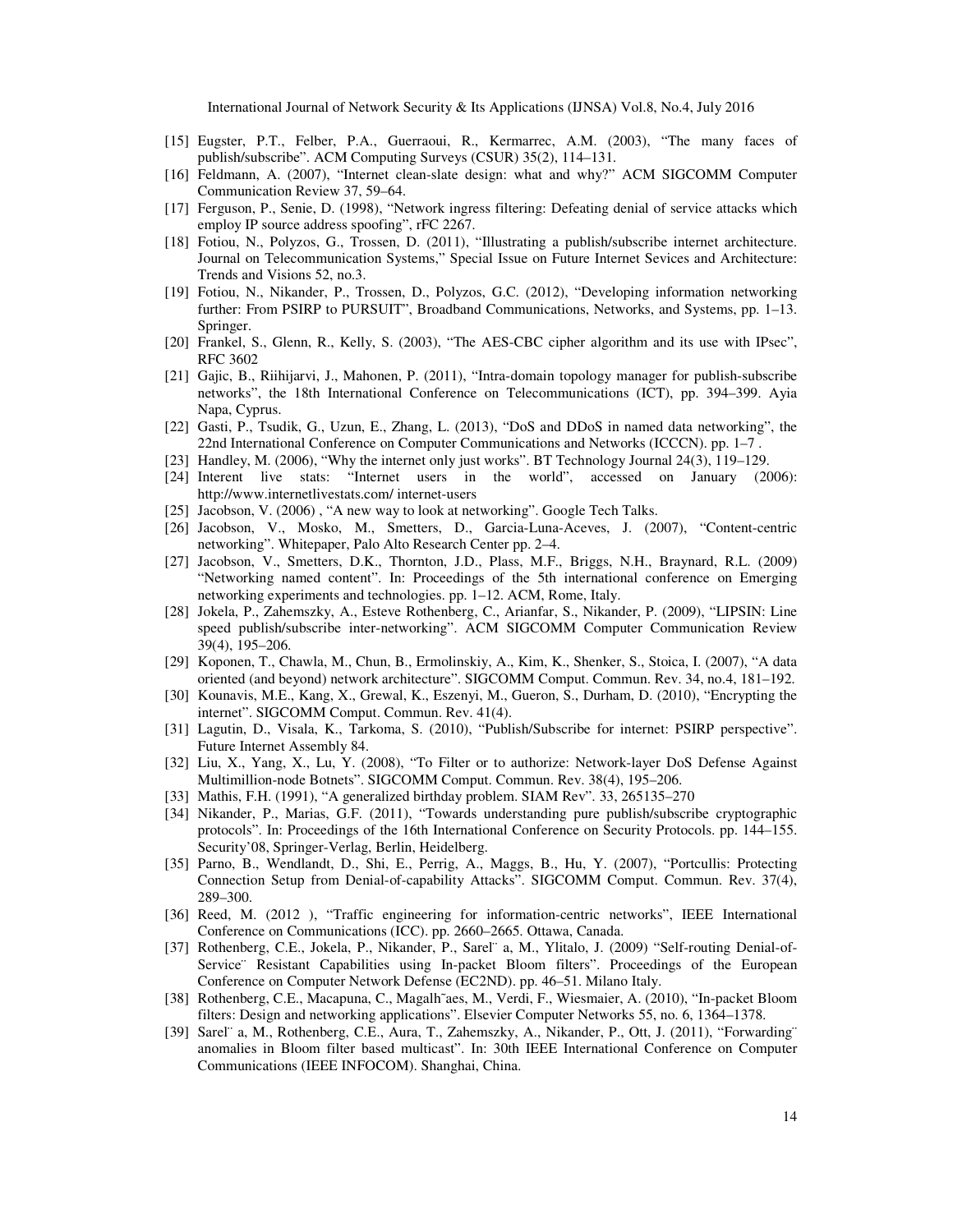[15] Eugster, P.T., Felber, P.A., Guerraoui, R., Kermarrec, A.M. (2003), “The many faces of publish/subscribe”. ACM Computing Surveys (CSUR) 35(2), 114–131.

[16] Feldmann, A. (2007), “Internet clean-slate design: what and why?” ACM SIGCOMM Computer Communication Review 37, 59–64.

[17] Ferguson, P., Senie, D. (1998), “Network ingress filtering: Defeating denial of service attacks which employ IP source address spoofing”, rFC 2267.

[18] Fotiou, N., Polyzos, G., Trossen, D. (2011), “Illustrating a publish/subscribe internet architecture. Journal on Telecommunication Systems,” Special Issue on Future Internet Sevices and Architecture: Trends and Visions 52, no.3.

[19] Fotiou, N., Nikander, P., Trossen, D., Polyzos, G.C. (2012), “Developing information networking further: From PSIRP to PURSUIT”, Broadband Communications, Networks, and Systems, pp. 1–13. Springer.

[20] Frankel, S., Glenn, R., Kelly, S. (2003), “The AES-CBC cipher algorithm and its use with IPsec”, RFC 3602

[21] Gajic, B., Riihijarvi, J., Mahonen, P. (2011), “Intra-domain topology manager for publish-subscribe networks”, the 18th International Conference on Telecommunications (ICT), pp. 394–399. Ayia Napa, Cyprus.

[22] Gasti, P., Tsudik, G., Uzun, E., Zhang, L. (2013), “DoS and DDoS in named data networking”, the 22nd International Conference on Computer Communications and Networks (ICCCN). pp. 1–7 .

[23] Handley, M. (2006), “Why the internet only just works”. BT Technology Journal 24(3), 119–129.

[24] Interent live stats: “Internet users in the world”, accessed on January (2006): http://www.internetlivestats.com/ internet-users

[25] Jacobson, V. (2006) , “A new way to look at networking”. Google Tech Talks.

[26] Jacobson, V., Mosko, M., Smetters, D., Garcia-Luna-Aceves, J. (2007), “Content-centric networking”. Whitepaper, Palo Alto Research Center pp. 2–4.

[27] Jacobson, V., Smetters, D.K., Thornton, J.D., Plass, M.F., Briggs, N.H., Braynard, R.L. (2009) “Networking named content”. In: Proceedings of the 5th international conference on Emerging networking experiments and technologies. pp. 1–12. ACM, Rome, Italy.

[28] Jokela, P., Zahemszky, A., Esteve Rothenberg, C., Arianfar, S., Nikander, P. (2009), “LIPSIN: Line speed publish/subscribe inter-networking”. ACM SIGCOMM Computer Communication Review 39(4), 195–206.

[29] Koponen, T., Chawla, M., Chun, B., Ermolinskiy, A., Kim, K., Shenker, S., Stoica, I. (2007), “A data oriented (and beyond) network architecture”. SIGCOMM Comput. Commun. Rev. 34, no.4, 181–192.

[30] Kounavis, M.E., Kang, X., Grewal, K., Eszenyi, M., Gueron, S., Durham, D. (2010), “Encrypting the internet”. SIGCOMM Comput. Commun. Rev. 41(4).

[31] Lagutin, D., Visala, K., Tarkoma, S. (2010), “Publish/Subscribe for internet: PSIRP perspective”. Future Internet Assembly 84.

[32] Liu, X., Yang, X., Lu, Y. (2008), “To Filter or to authorize: Network-layer DoS Defense Against Multimillion-node Botnets”. SIGCOMM Comput. Commun. Rev. 38(4), 195–206.

[33] Mathis, F.H. (1991), “A generalized birthday problem. SIAM Rev”. 33, 265135–270

[34] Nikander, P., Marias, G.F. (2011), “Towards understanding pure publish/subscribe cryptographic protocols”. In: Proceedings of the 16th International Conference on Security Protocols. pp. 144–155. Security’08, Springer-Verlag, Berlin, Heidelberg.

[35] Parno, B., Wendlandt, D., Shi, E., Perrig, A., Maggs, B., Hu, Y. (2007), “Portcullis: Protecting Connection Setup from Denial-of-capability Attacks”. SIGCOMM Comput. Commun. Rev. 37(4), 289–300.

[36] Reed, M. (2012 ), “Traffic engineering for information-centric networks”, IEEE International Conference on Communications (ICC). pp. 2660–2665. Ottawa, Canada.

[37] Rothenberg, C.E., Jokela, P., Nikander, P., Sarel¨ a, M., Ylitalo, J. (2009) “Self-routing Denial-of-Service¨ Resistant Capabilities using In-packet Bloom filters”. Proceedings of the European Conference on Computer Network Defense (EC2ND). pp. 46–51. Milano Italy.

[38] Rothenberg, C.E., Macapuna, C., Magalh˜aes, M., Verdi, F., Wiesmaier, A. (2010), “In-packet Bloom filters: Design and networking applications”. Elsevier Computer Networks 55, no. 6, 1364–1378.

[39] Sarel¨ a, M., Rothenberg, C.E., Aura, T., Zahemszky, A., Nikander, P., Ott, J. (2011), “Forwarding¨ anomalies in Bloom filter based multicast”. In: 30th IEEE International Conference on Computer Communications (IEEE INFOCOM). Shanghai, China.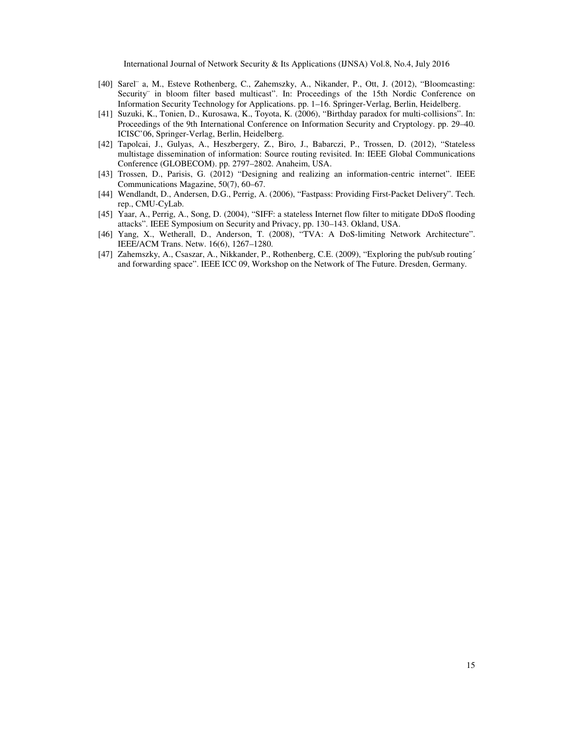[40] Sarel¨ a, M., Esteve Rothenberg, C., Zahemszky, A., Nikander, P., Ott, J. (2012), "Bloomcasting: Security¨ in bloom filter based multicast". In: Proceedings of the 15th Nordic Conference on Information Security Technology for Applications. pp. 1–16. Springer-Verlag, Berlin, Heidelberg.

[41] Suzuki, K., Tonien, D., Kurosawa, K., Toyota, K. (2006), "Birthday paradox for multi-collisions". In: Proceedings of the 9th International Conference on Information Security and Cryptology. pp. 29–40. ICISC'06, Springer-Verlag, Berlin, Heidelberg.

[42] Tapolcai, J., Gulyas, A., Heszbergery, Z., Biro, J., Babarczi, P., Trossen, D. (2012), "Stateless multistage dissemination of information: Source routing revisited. In: IEEE Global Communications Conference (GLOBECOM). pp. 2797–2802. Anaheim, USA.

[43] Trossen, D., Parisis, G. (2012) "Designing and realizing an information-centric internet". IEEE Communications Magazine, 50(7), 60–67.

[44] Wendlandt, D., Andersen, D.G., Perrig, A. (2006), "Fastpass: Providing First-Packet Delivery". Tech. rep., CMU-CyLab.

[45] Yaar, A., Perrig, A., Song, D. (2004), "SIFF: a stateless Internet flow filter to mitigate DDoS flooding attacks". IEEE Symposium on Security and Privacy, pp. 130–143. Okland, USA.

[46] Yang, X., Wetherall, D., Anderson, T. (2008), "TVA: A DoS-limiting Network Architecture". IEEE/ACM Trans. Netw. 16(6), 1267–1280.

[47] Zahemszky, A., Csaszar, A., Nikkander, P., Rothenberg, C.E. (2009), "Exploring the pub/sub routing´ and forwarding space". IEEE ICC 09, Workshop on the Network of The Future. Dresden, Germany.